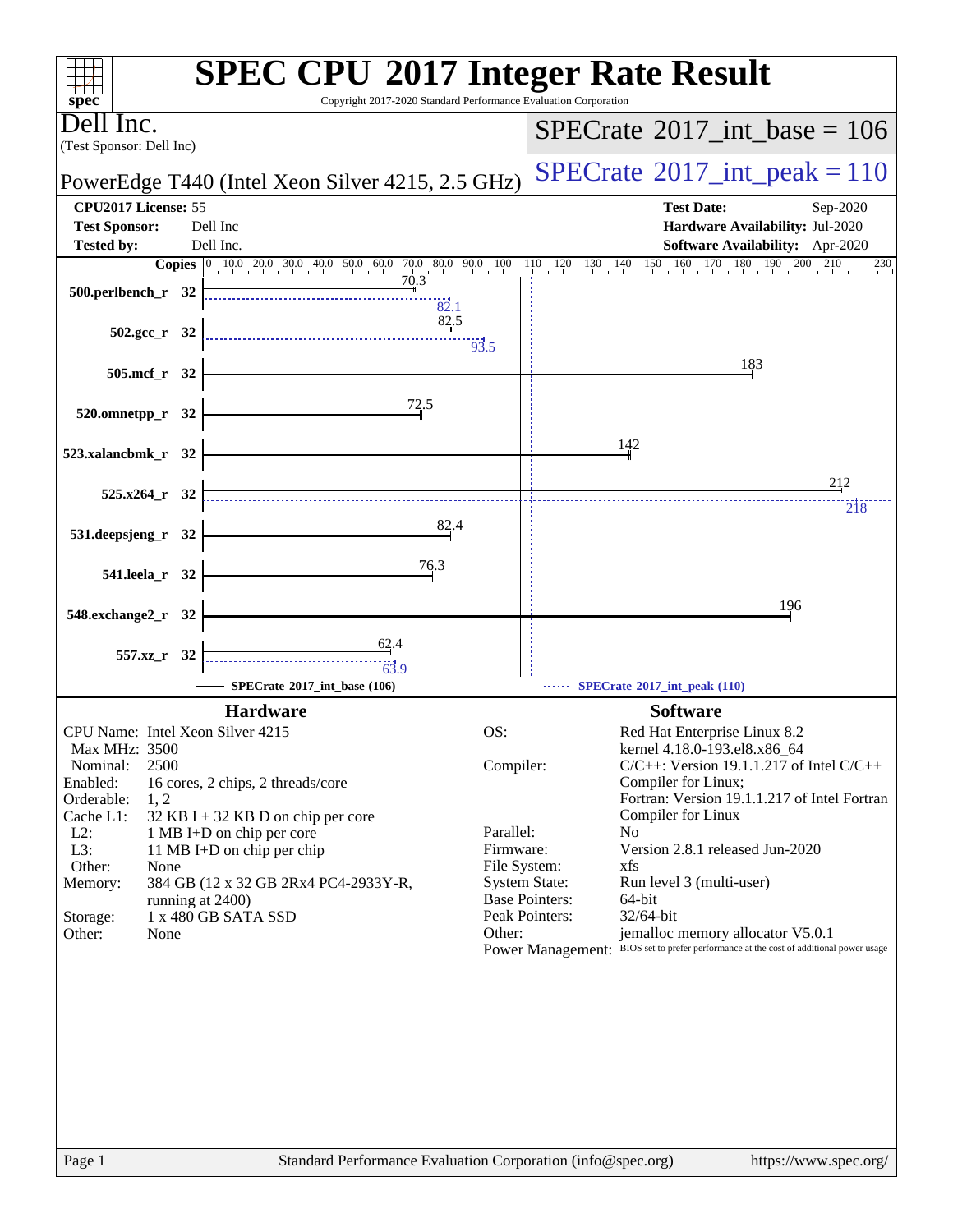# SPEC CPU 2017 Integer Rate Result

Copyright 2017-2020 Standard Performance Evaluation Corporation

**Dell Inc.**
(Test Sponsor: Dell Inc)

PowerEdge T440 (Intel Xeon Silver 4215, 2.5 GHz)

SPECrate 2017_int_base = 106

SPECrate 2017_int_peak = 110

**CPU2017 License:** 55
**Test Sponsor:** Dell Inc
**Tested by:** Dell Inc.

**Test Date:** Sep-2020
**Hardware Availability:** Jul-2020
**Software Availability:** Apr-2020

Copies 0 10.0 20.0 30.0 40.0 50.0 60.0 70.0 80.0 90.0 100 110 120 130 140 150 160 170 180 190 200 210 230

500.perlbench_r 32 70.3 82.1
502.gcc_r 32 82.5 93.5
505.mcf_r 32 183
520.omnetpp_r 32 72.5
523.xalancbmk_r 32 142
525.x264_r 32 212 218
531.deepsjeng_r 32 82.4
541.leela_r 32 76.3
548.exchange2_r 32 196
557.xz_r 32 62.4 63.9

SPECrate 2017_int_base (106)
SPECrate 2017_int_peak (110)

## Hardware

| | |
|---|---|
| CPU Name: | Intel Xeon Silver 4215 |
| Max MHz: | 3500 |
| Nominal: | 2500 |
| Enabled: | 16 cores, 2 chips, 2 threads/core |
| Orderable: | 1, 2 |
| Cache L1: | 32 KB I + 32 KB D on chip per core |
| L2: | 1 MB I+D on chip per core |
| L3: | 11 MB I+D on chip per chip |
| Other: | None |
| Memory: | 384 GB (12 x 32 GB 2Rx4 PC4-2933Y-R, running at 2400) |
| Storage: | 1 x 480 GB SATA SSD |
| Other: | None |

## Software

| | |
|---|---|
| OS: | Red Hat Enterprise Linux 8.2 kernel 4.18.0-193.el8.x86_64 |
| Compiler: | C/C++: Version 19.1.1.217 of Intel C/C++ Compiler for Linux; Fortran: Version 19.1.1.217 of Intel Fortran Compiler for Linux |
| Parallel: | No |
| Firmware: | Version 2.8.1 released Jun-2020 |
| File System: | xfs |
| System State: | Run level 3 (multi-user) |
| Base Pointers: | 64-bit |
| Peak Pointers: | 32/64-bit |
| Other: | jemalloc memory allocator V5.0.1 |
| Power Management: | BIOS set to prefer performance at the cost of additional power usage |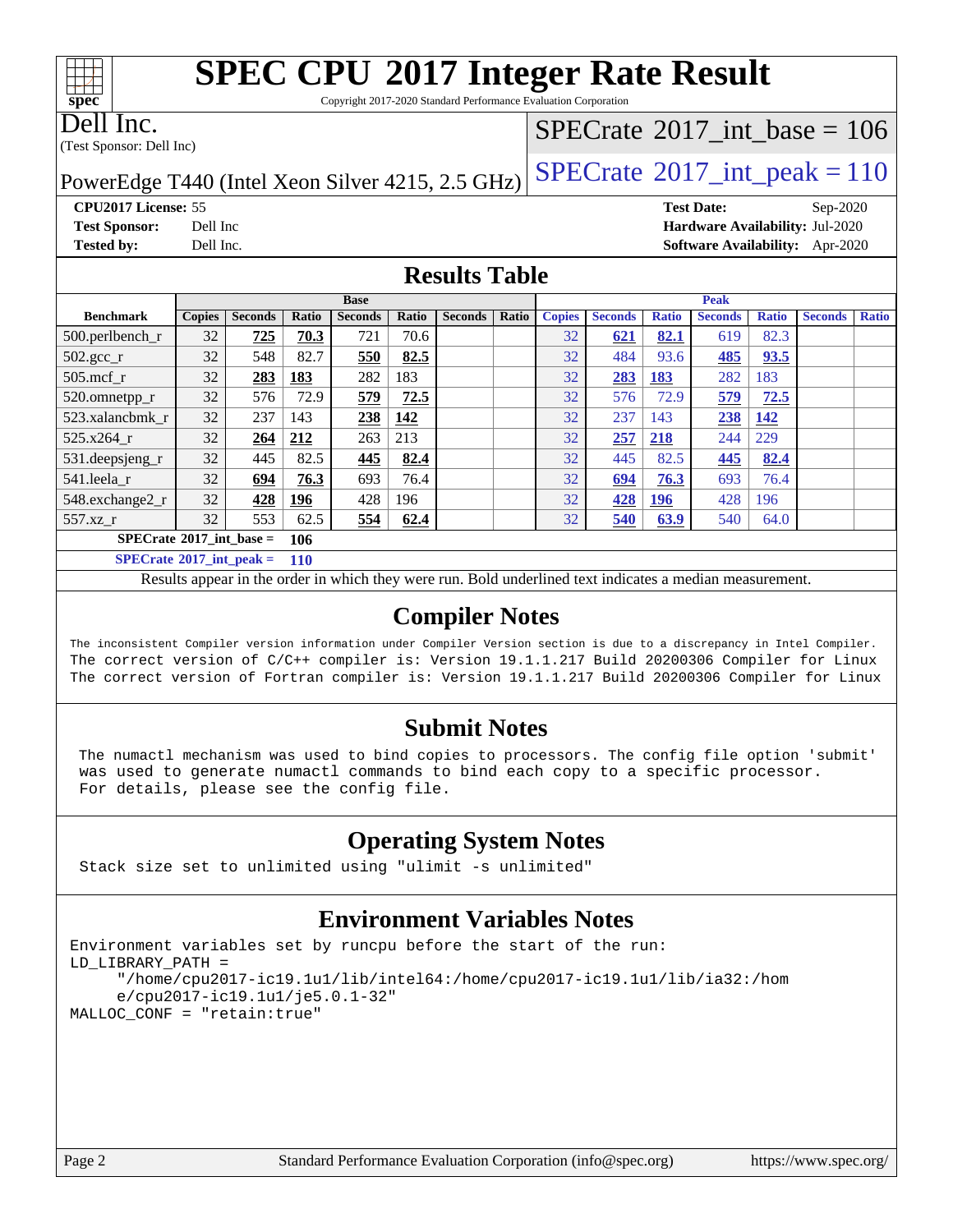# SPEC CPU 2017 Integer Rate Result

Copyright 2017-2020 Standard Performance Evaluation Corporation

Dell Inc.
(Test Sponsor: Dell Inc)

PowerEdge T440 (Intel Xeon Silver 4215, 2.5 GHz)

SPECrate 2017_int_base = 106

SPECrate 2017_int_peak = 110

**CPU2017 License:** 55
**Test Sponsor:** Dell Inc
**Tested by:** Dell Inc.

**Test Date:** Sep-2020
**Hardware Availability:** Jul-2020
**Software Availability:** Apr-2020

## Results Table

| | Base | | | | | | | Peak | | | | | | |
|---|---|---|---|---|---|---|---|---|---|---|---|---|---|---|
| **Benchmark** | **Copies** | **Seconds** | **Ratio** | **Seconds** | **Ratio** | **Seconds** | **Ratio** | **Copies** | **Seconds** | **Ratio** | **Seconds** | **Ratio** | **Seconds** | **Ratio** |
| 500.perlbench_r | 32 | **725** | **70.3** | 721 | 70.6 | | | 32 | **621** | **82.1** | 619 | 82.3 | | |
| 502.gcc_r | 32 | 548 | 82.7 | **550** | **82.5** | | | 32 | 484 | 93.6 | **485** | **93.5** | | |
| 505.mcf_r | 32 | **283** | **183** | 282 | 183 | | | 32 | **283** | **183** | 282 | 183 | | |
| 520.omnetpp_r | 32 | 576 | 72.9 | **579** | **72.5** | | | 32 | 576 | 72.9 | **579** | **72.5** | | |
| 523.xalancbmk_r | 32 | 237 | 143 | **238** | **142** | | | 32 | 237 | 143 | **238** | **142** | | |
| 525.x264_r | 32 | **264** | **212** | 263 | 213 | | | 32 | **257** | **218** | 244 | 229 | | |
| 531.deepsjeng_r | 32 | 445 | 82.5 | **445** | **82.4** | | | 32 | 445 | 82.5 | **445** | **82.4** | | |
| 541.leela_r | 32 | **694** | **76.3** | 693 | 76.4 | | | 32 | **694** | **76.3** | 693 | 76.4 | | |
| 548.exchange2_r | 32 | **428** | **196** | 428 | 196 | | | 32 | **428** | **196** | 428 | 196 | | |
| 557.xz_r | 32 | 553 | 62.5 | **554** | **62.4** | | | 32 | **540** | **63.9** | 540 | 64.0 | | |

**SPECrate 2017_int_base = 106**

**SPECrate 2017_int_peak = 110**

Results appear in the order in which they were run. Bold underlined text indicates a median measurement.

## Compiler Notes

```
The inconsistent Compiler version information under Compiler Version section is due to a discrepancy in Intel Compiler.
The correct version of C/C++ compiler is: Version 19.1.1.217 Build 20200306 Compiler for Linux
The correct version of Fortran compiler is: Version 19.1.1.217 Build 20200306 Compiler for Linux
```

## Submit Notes

```
The numactl mechanism was used to bind copies to processors. The config file option 'submit'
was used to generate numactl commands to bind each copy to a specific processor.
For details, please see the config file.
```

## Operating System Notes

```
Stack size set to unlimited using "ulimit -s unlimited"
```

## Environment Variables Notes

```
Environment variables set by runcpu before the start of the run:
LD_LIBRARY_PATH =
     "/home/cpu2017-ic19.1u1/lib/intel64:/home/cpu2017-ic19.1u1/lib/ia32:/hom
     e/cpu2017-ic19.1u1/je5.0.1-32"
MALLOC_CONF = "retain:true"
```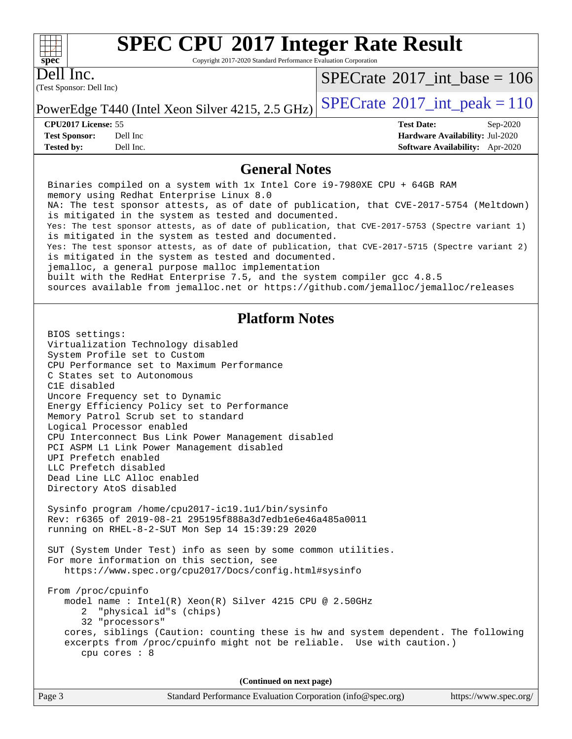# SPEC CPU 2017 Integer Rate Result

Copyright 2017-2020 Standard Performance Evaluation Corporation

**Dell Inc.**
(Test Sponsor: Dell Inc)

PowerEdge T440 (Intel Xeon Silver 4215, 2.5 GHz)

SPECrate 2017_int_base = 106

SPECrate 2017_int_peak = 110

| | | | |
|---|---|---|---|
| **CPU2017 License:** | 55 | **Test Date:** | Sep-2020 |
| **Test Sponsor:** | Dell Inc | **Hardware Availability:** | Jul-2020 |
| **Tested by:** | Dell Inc. | **Software Availability:** | Apr-2020 |

## General Notes

```
Binaries compiled on a system with 1x Intel Core i9-7980XE CPU + 64GB RAM
memory using Redhat Enterprise Linux 8.0
NA: The test sponsor attests, as of date of publication, that CVE-2017-5754 (Meltdown)
is mitigated in the system as tested and documented.
Yes: The test sponsor attests, as of date of publication, that CVE-2017-5753 (Spectre variant 1)
is mitigated in the system as tested and documented.
Yes: The test sponsor attests, as of date of publication, that CVE-2017-5715 (Spectre variant 2)
is mitigated in the system as tested and documented.
jemalloc, a general purpose malloc implementation
built with the RedHat Enterprise 7.5, and the system compiler gcc 4.8.5
sources available from jemalloc.net or https://github.com/jemalloc/jemalloc/releases
```

## Platform Notes

```
BIOS settings:
Virtualization Technology disabled
System Profile set to Custom
CPU Performance set to Maximum Performance
C States set to Autonomous
C1E disabled
Uncore Frequency set to Dynamic
Energy Efficiency Policy set to Performance
Memory Patrol Scrub set to standard
Logical Processor enabled
CPU Interconnect Bus Link Power Management disabled
PCI ASPM L1 Link Power Management disabled
UPI Prefetch enabled
LLC Prefetch disabled
Dead Line LLC Alloc enabled
Directory AtoS disabled

Sysinfo program /home/cpu2017-ic19.1u1/bin/sysinfo
Rev: r6365 of 2019-08-21 295195f888a3d7edb1e6e46a485a0011
running on RHEL-8-2-SUT Mon Sep 14 15:39:29 2020

SUT (System Under Test) info as seen by some common utilities.
For more information on this section, see
   https://www.spec.org/cpu2017/Docs/config.html#sysinfo

From /proc/cpuinfo
   model name : Intel(R) Xeon(R) Silver 4215 CPU @ 2.50GHz
      2  "physical id"s (chips)
      32 "processors"
   cores, siblings (Caution: counting these is hw and system dependent. The following
   excerpts from /proc/cpuinfo might not be reliable.  Use with caution.)
      cpu cores : 8
```

(Continued on next page)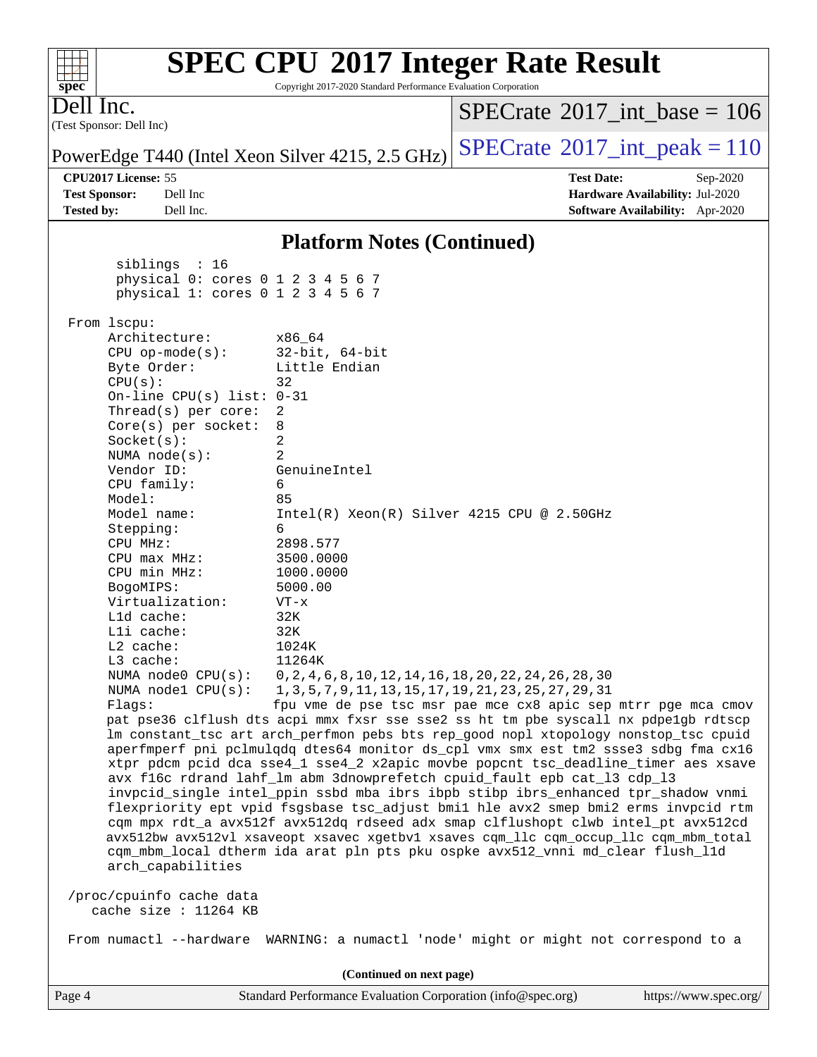## Platform Notes (Continued)

```
       siblings  : 16
       physical 0: cores 0 1 2 3 4 5 6 7
       physical 1: cores 0 1 2 3 4 5 6 7

 From lscpu:
      Architecture:        x86_64
      CPU op-mode(s):      32-bit, 64-bit
      Byte Order:          Little Endian
      CPU(s):              32
      On-line CPU(s) list: 0-31
      Thread(s) per core:  2
      Core(s) per socket:  8
      Socket(s):           2
      NUMA node(s):        2
      Vendor ID:           GenuineIntel
      CPU family:          6
      Model:               85
      Model name:          Intel(R) Xeon(R) Silver 4215 CPU @ 2.50GHz
      Stepping:            6
      CPU MHz:             2898.577
      CPU max MHz:         3500.0000
      CPU min MHz:         1000.0000
      BogoMIPS:            5000.00
      Virtualization:      VT-x
      L1d cache:           32K
      L1i cache:           32K
      L2 cache:            1024K
      L3 cache:            11264K
      NUMA node0 CPU(s):   0,2,4,6,8,10,12,14,16,18,20,22,24,26,28,30
      NUMA node1 CPU(s):   1,3,5,7,9,11,13,15,17,19,21,23,25,27,29,31
      Flags:               fpu vme de pse tsc msr pae mce cx8 apic sep mtrr pge mca cmov
      pat pse36 clflush dts acpi mmx fxsr sse sse2 ss ht tm pbe syscall nx pdpe1gb rdtscp
      lm constant_tsc art arch_perfmon pebs bts rep_good nopl xtopology nonstop_tsc cpuid
      aperfmperf pni pclmulqdq dtes64 monitor ds_cpl vmx smx est tm2 ssse3 sdbg fma cx16
      xtpr pdcm pcid dca sse4_1 sse4_2 x2apic movbe popcnt tsc_deadline_timer aes xsave
      avx f16c rdrand lahf_lm abm 3dnowprefetch cpuid_fault epb cat_l3 cdp_l3
      invpcid_single intel_ppin ssbd mba ibrs ibpb stibp ibrs_enhanced tpr_shadow vnmi
      flexpriority ept vpid fsgsbase tsc_adjust bmi1 hle avx2 smep bmi2 erms invpcid rtm
      cqm mpx rdt_a avx512f avx512dq rdseed adx smap clflushopt clwb intel_pt avx512cd
      avx512bw avx512vl xsaveopt xsavec xgetbv1 xsaves cqm_llc cqm_occup_llc cqm_mbm_total
      cqm_mbm_local dtherm ida arat pln pts pku ospke avx512_vnni md_clear flush_l1d
      arch_capabilities

 /proc/cpuinfo cache data
    cache size : 11264 KB

 From numactl --hardware  WARNING: a numactl 'node' might or might not correspond to a
```

(Continued on next page)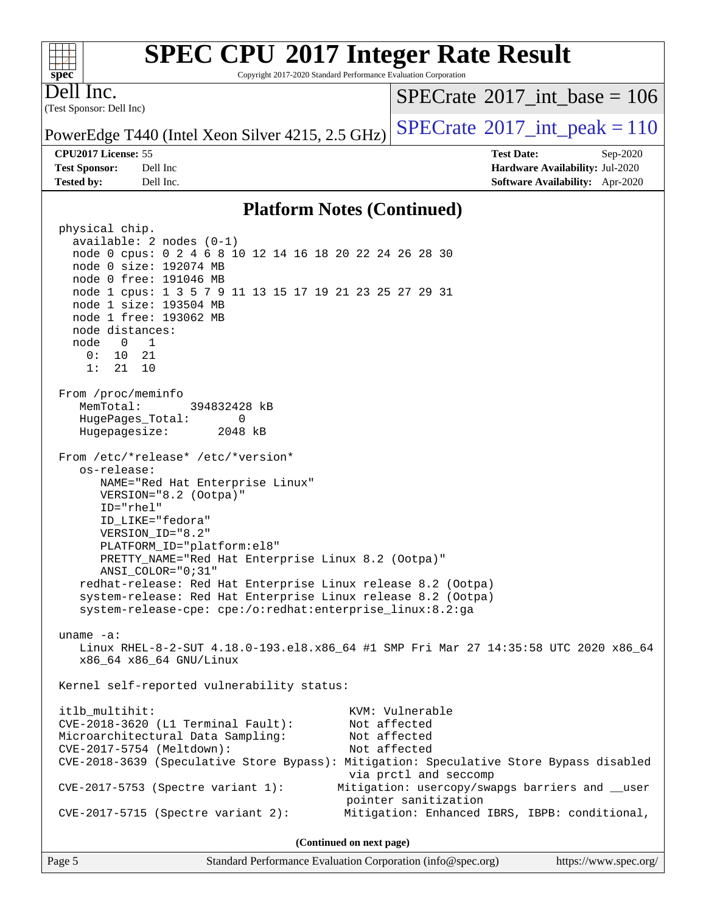## Platform Notes (Continued)

```
physical chip.
  available: 2 nodes (0-1)
  node 0 cpus: 0 2 4 6 8 10 12 14 16 18 20 22 24 26 28 30
  node 0 size: 192074 MB
  node 0 free: 191046 MB
  node 1 cpus: 1 3 5 7 9 11 13 15 17 19 21 23 25 27 29 31
  node 1 size: 193504 MB
  node 1 free: 193062 MB
  node distances:
  node   0   1
    0:  10  21
    1:  21  10

From /proc/meminfo
   MemTotal:       394832428 kB
   HugePages_Total:       0
   Hugepagesize:       2048 kB

From /etc/*release* /etc/*version*
   os-release:
      NAME="Red Hat Enterprise Linux"
      VERSION="8.2 (Ootpa)"
      ID="rhel"
      ID_LIKE="fedora"
      VERSION_ID="8.2"
      PLATFORM_ID="platform:el8"
      PRETTY_NAME="Red Hat Enterprise Linux 8.2 (Ootpa)"
      ANSI_COLOR="0;31"
   redhat-release: Red Hat Enterprise Linux release 8.2 (Ootpa)
   system-release: Red Hat Enterprise Linux release 8.2 (Ootpa)
   system-release-cpe: cpe:/o:redhat:enterprise_linux:8.2:ga

uname -a:
   Linux RHEL-8-2-SUT 4.18.0-193.el8.x86_64 #1 SMP Fri Mar 27 14:35:58 UTC 2020 x86_64
   x86_64 x86_64 GNU/Linux

Kernel self-reported vulnerability status:

itlb_multihit:                                   KVM: Vulnerable
CVE-2018-3620 (L1 Terminal Fault):               Not affected
Microarchitectural Data Sampling:                Not affected
CVE-2017-5754 (Meltdown):                        Not affected
CVE-2018-3639 (Speculative Store Bypass): Mitigation: Speculative Store Bypass disabled
                                                 via prctl and seccomp
CVE-2017-5753 (Spectre variant 1):              Mitigation: usercopy/swapgs barriers and __user
                                                 pointer sanitization
CVE-2017-5715 (Spectre variant 2):               Mitigation: Enhanced IBRS, IBPB: conditional,
```

**(Continued on next page)**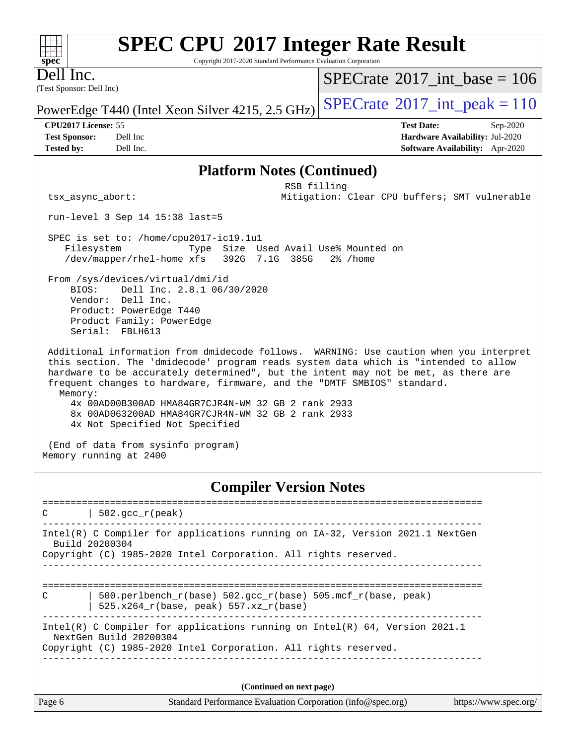# SPEC CPU 2017 Integer Rate Result

Copyright 2017-2020 Standard Performance Evaluation Corporation

Dell Inc.
(Test Sponsor: Dell Inc)

PowerEdge T440 (Intel Xeon Silver 4215, 2.5 GHz)

SPECrate 2017_int_base = 106

SPECrate 2017_int_peak = 110

**CPU2017 License:** 55
**Test Sponsor:** Dell Inc
**Tested by:** Dell Inc.

**Test Date:** Sep-2020
**Hardware Availability:** Jul-2020
**Software Availability:** Apr-2020

## Platform Notes (Continued)

```
                                             RSB filling
 tsx_async_abort:                            Mitigation: Clear CPU buffers; SMT vulnerable

 run-level 3 Sep 14 15:38 last=5

 SPEC is set to: /home/cpu2017-ic19.1u1
    Filesystem            Type  Size  Used Avail Use% Mounted on
    /dev/mapper/rhel-home xfs   392G  7.1G  385G   2% /home

 From /sys/devices/virtual/dmi/id
     BIOS:    Dell Inc. 2.8.1 06/30/2020
     Vendor:  Dell Inc.
     Product: PowerEdge T440
     Product Family: PowerEdge
     Serial:  FBLH613

 Additional information from dmidecode follows.  WARNING: Use caution when you interpret
 this section. The 'dmidecode' program reads system data which is "intended to allow
 hardware to be accurately determined", but the intent may not be met, as there are
 frequent changes to hardware, firmware, and the "DMTF SMBIOS" standard.
   Memory:
     4x 00AD00B300AD HMA84GR7CJR4N-WM 32 GB 2 rank 2933
     8x 00AD063200AD HMA84GR7CJR4N-WM 32 GB 2 rank 2933
     4x Not Specified Not Specified

 (End of data from sysinfo program)
Memory running at 2400
```

## Compiler Version Notes

```
==============================================================================
C       | 502.gcc_r(peak)
------------------------------------------------------------------------------
Intel(R) C Compiler for applications running on IA-32, Version 2021.1 NextGen
  Build 20200304
Copyright (C) 1985-2020 Intel Corporation. All rights reserved.
------------------------------------------------------------------------------

==============================================================================
C       | 500.perlbench_r(base) 502.gcc_r(base) 505.mcf_r(base, peak)
        | 525.x264_r(base, peak) 557.xz_r(base)
------------------------------------------------------------------------------
Intel(R) C Compiler for applications running on Intel(R) 64, Version 2021.1
  NextGen Build 20200304
Copyright (C) 1985-2020 Intel Corporation. All rights reserved.
------------------------------------------------------------------------------
```

(Continued on next page)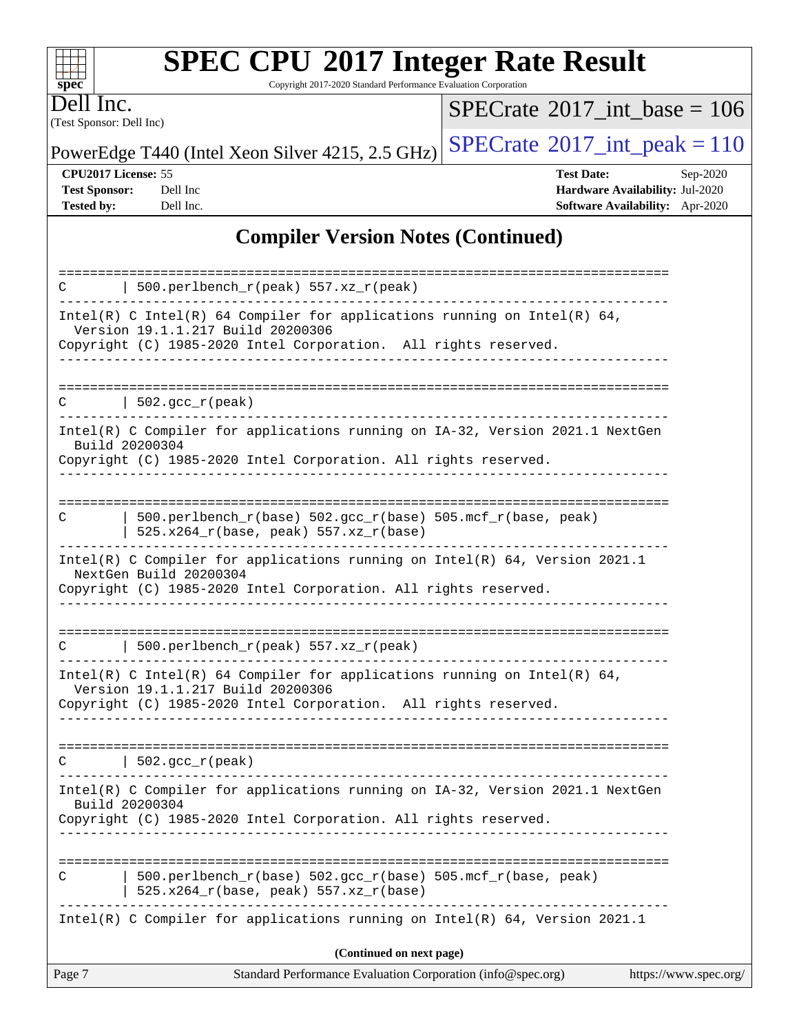## Compiler Version Notes (Continued)

```
==============================================================================
C       | 500.perlbench_r(peak) 557.xz_r(peak)
------------------------------------------------------------------------------
Intel(R) C Intel(R) 64 Compiler for applications running on Intel(R) 64,
  Version 19.1.1.217 Build 20200306
Copyright (C) 1985-2020 Intel Corporation.  All rights reserved.
------------------------------------------------------------------------------

==============================================================================
C       | 502.gcc_r(peak)
------------------------------------------------------------------------------
Intel(R) C Compiler for applications running on IA-32, Version 2021.1 NextGen
  Build 20200304
Copyright (C) 1985-2020 Intel Corporation. All rights reserved.
------------------------------------------------------------------------------

==============================================================================
C       | 500.perlbench_r(base) 502.gcc_r(base) 505.mcf_r(base, peak)
        | 525.x264_r(base, peak) 557.xz_r(base)
------------------------------------------------------------------------------
Intel(R) C Compiler for applications running on Intel(R) 64, Version 2021.1
  NextGen Build 20200304
Copyright (C) 1985-2020 Intel Corporation. All rights reserved.
------------------------------------------------------------------------------

==============================================================================
C       | 500.perlbench_r(peak) 557.xz_r(peak)
------------------------------------------------------------------------------
Intel(R) C Intel(R) 64 Compiler for applications running on Intel(R) 64,
  Version 19.1.1.217 Build 20200306
Copyright (C) 1985-2020 Intel Corporation.  All rights reserved.
------------------------------------------------------------------------------

==============================================================================
C       | 502.gcc_r(peak)
------------------------------------------------------------------------------
Intel(R) C Compiler for applications running on IA-32, Version 2021.1 NextGen
  Build 20200304
Copyright (C) 1985-2020 Intel Corporation. All rights reserved.
------------------------------------------------------------------------------

==============================================================================
C       | 500.perlbench_r(base) 502.gcc_r(base) 505.mcf_r(base, peak)
        | 525.x264_r(base, peak) 557.xz_r(base)
------------------------------------------------------------------------------
Intel(R) C Compiler for applications running on Intel(R) 64, Version 2021.1
```

(Continued on next page)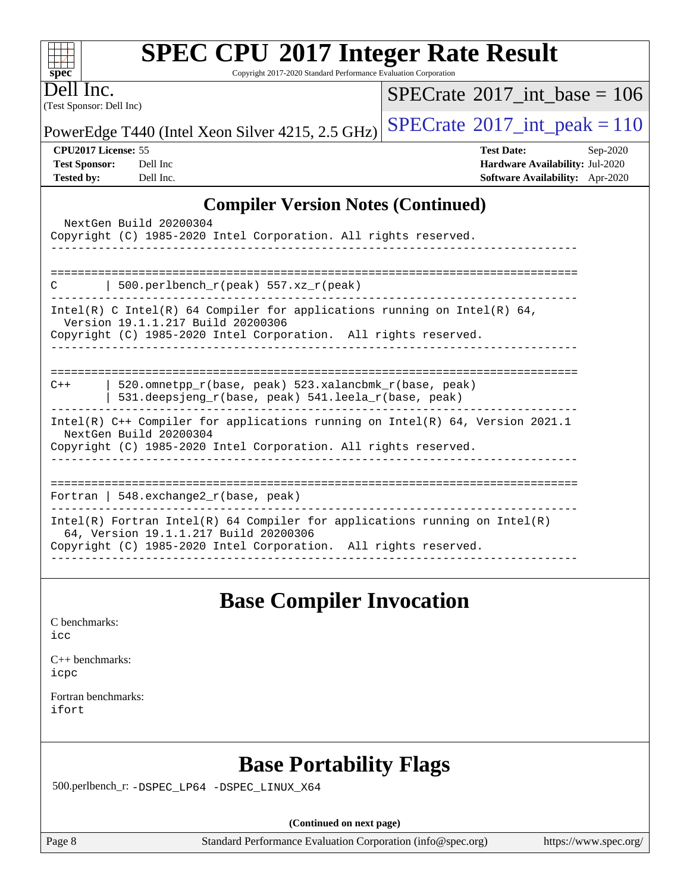## Compiler Version Notes (Continued)

```
  NextGen Build 20200304
Copyright (C) 1985-2020 Intel Corporation. All rights reserved.
------------------------------------------------------------------------------

==============================================================================
C       | 500.perlbench_r(peak) 557.xz_r(peak)
------------------------------------------------------------------------------
Intel(R) C Intel(R) 64 Compiler for applications running on Intel(R) 64,
  Version 19.1.1.217 Build 20200306
Copyright (C) 1985-2020 Intel Corporation.  All rights reserved.
------------------------------------------------------------------------------

==============================================================================
C++     | 520.omnetpp_r(base, peak) 523.xalancbmk_r(base, peak)
        | 531.deepsjeng_r(base, peak) 541.leela_r(base, peak)
------------------------------------------------------------------------------
Intel(R) C++ Compiler for applications running on Intel(R) 64, Version 2021.1
  NextGen Build 20200304
Copyright (C) 1985-2020 Intel Corporation. All rights reserved.
------------------------------------------------------------------------------

==============================================================================
Fortran | 548.exchange2_r(base, peak)
------------------------------------------------------------------------------
Intel(R) Fortran Intel(R) 64 Compiler for applications running on Intel(R)
  64, Version 19.1.1.217 Build 20200306
Copyright (C) 1985-2020 Intel Corporation.  All rights reserved.
------------------------------------------------------------------------------
```

## Base Compiler Invocation

C benchmarks:
icc

C++ benchmarks:
icpc

Fortran benchmarks:
ifort

## Base Portability Flags

500.perlbench_r: -DSPEC_LP64 -DSPEC_LINUX_X64

**(Continued on next page)**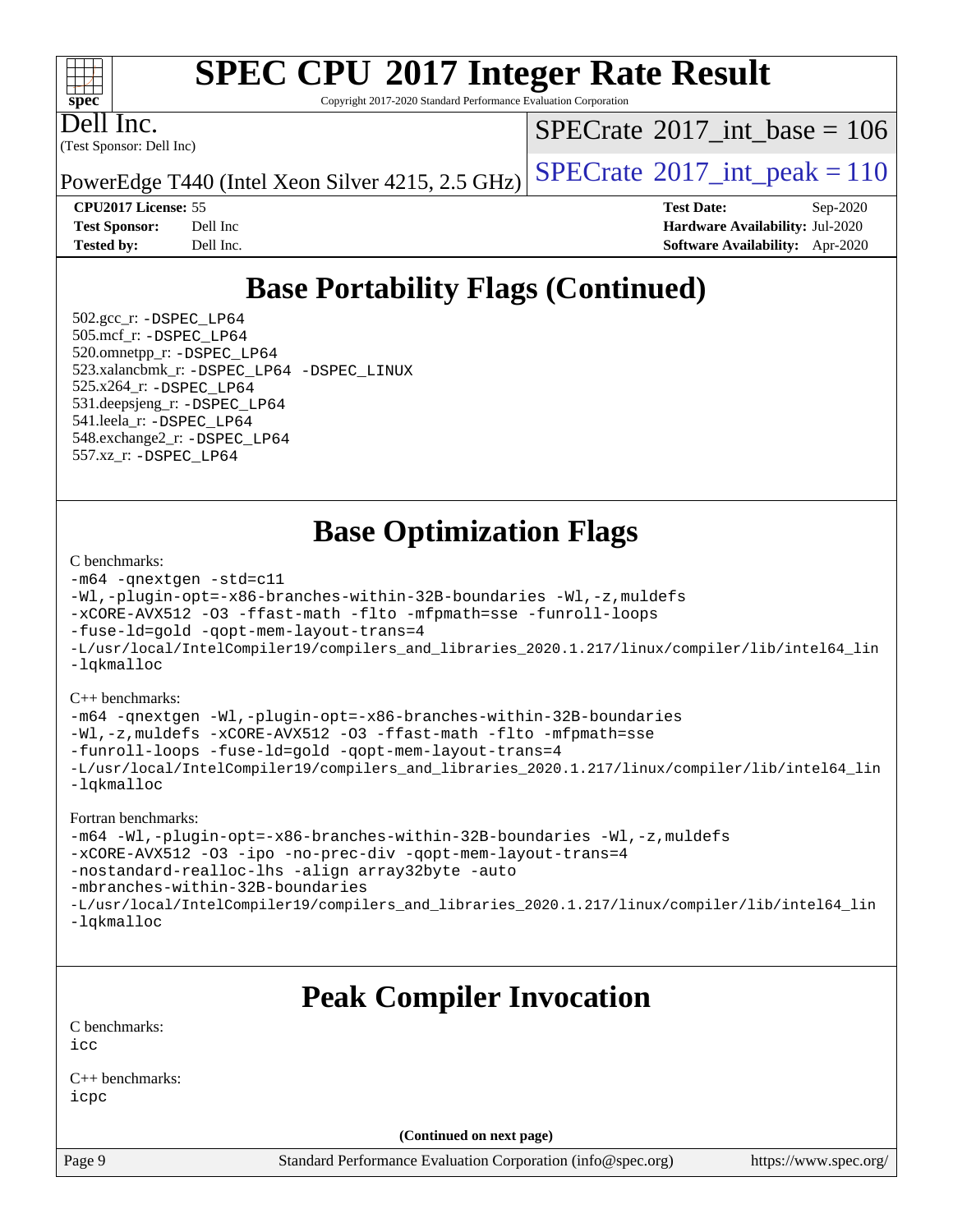# Base Portability Flags (Continued)

502.gcc_r: -DSPEC_LP64
505.mcf_r: -DSPEC_LP64
520.omnetpp_r: -DSPEC_LP64
523.xalancbmk_r: -DSPEC_LP64 -DSPEC_LINUX
525.x264_r: -DSPEC_LP64
531.deepsjeng_r: -DSPEC_LP64
541.leela_r: -DSPEC_LP64
548.exchange2_r: -DSPEC_LP64
557.xz_r: -DSPEC_LP64

# Base Optimization Flags

C benchmarks:

```
-m64 -qnextgen -std=c11
-Wl,-plugin-opt=-x86-branches-within-32B-boundaries -Wl,-z,muldefs
-xCORE-AVX512 -O3 -ffast-math -flto -mfpmath=sse -funroll-loops
-fuse-ld=gold -qopt-mem-layout-trans=4
-L/usr/local/IntelCompiler19/compilers_and_libraries_2020.1.217/linux/compiler/lib/intel64_lin
-lqkmalloc
```

C++ benchmarks:

```
-m64 -qnextgen -Wl,-plugin-opt=-x86-branches-within-32B-boundaries
-Wl,-z,muldefs -xCORE-AVX512 -O3 -ffast-math -flto -mfpmath=sse
-funroll-loops -fuse-ld=gold -qopt-mem-layout-trans=4
-L/usr/local/IntelCompiler19/compilers_and_libraries_2020.1.217/linux/compiler/lib/intel64_lin
-lqkmalloc
```

Fortran benchmarks:

```
-m64 -Wl,-plugin-opt=-x86-branches-within-32B-boundaries -Wl,-z,muldefs
-xCORE-AVX512 -O3 -ipo -no-prec-div -qopt-mem-layout-trans=4
-nostandard-realloc-lhs -align array32byte -auto
-mbranches-within-32B-boundaries
-L/usr/local/IntelCompiler19/compilers_and_libraries_2020.1.217/linux/compiler/lib/intel64_lin
-lqkmalloc
```

# Peak Compiler Invocation

C benchmarks:
icc

C++ benchmarks:
icpc

(Continued on next page)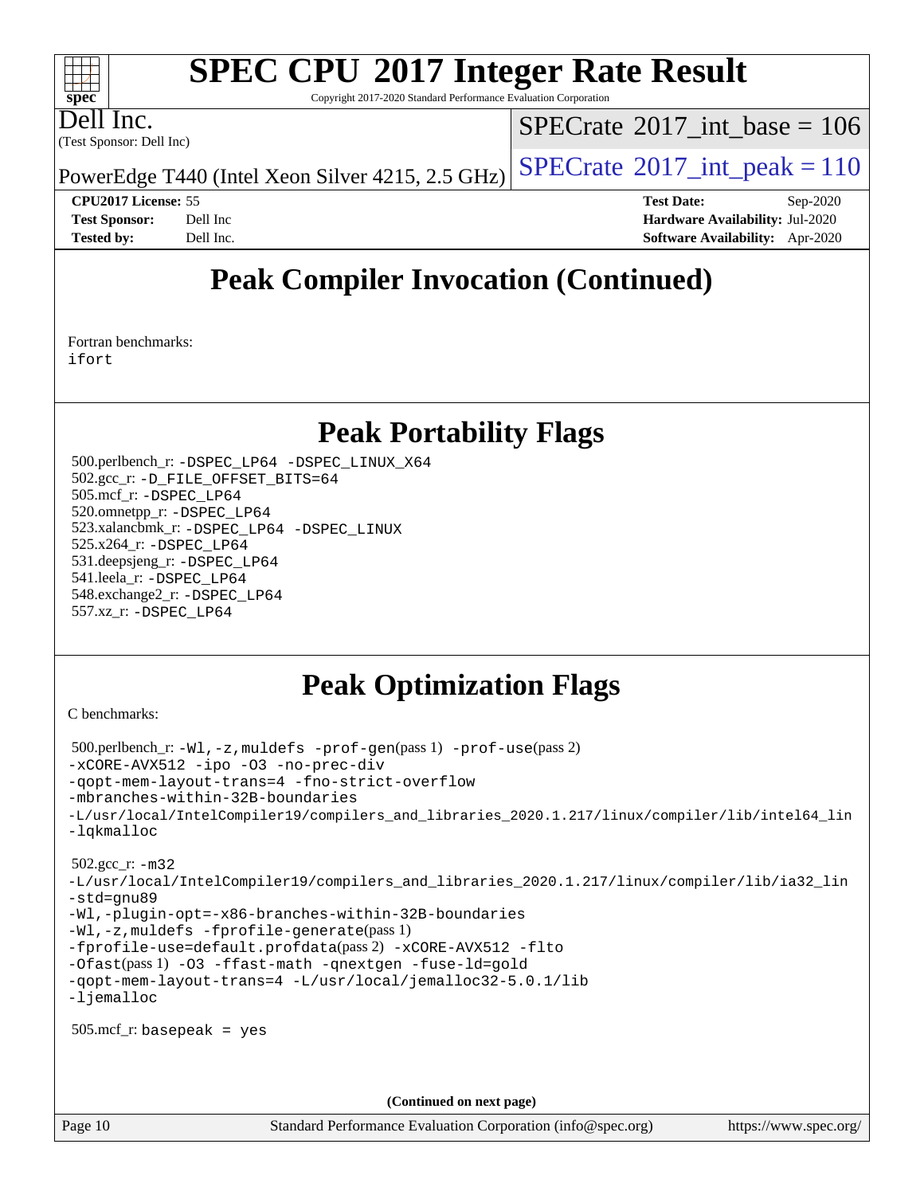# Peak Compiler Invocation (Continued)

Fortran benchmarks:
ifort

# Peak Portability Flags

500.perlbench_r: -DSPEC_LP64 -DSPEC_LINUX_X64
502.gcc_r: -D_FILE_OFFSET_BITS=64
505.mcf_r: -DSPEC_LP64
520.omnetpp_r: -DSPEC_LP64
523.xalancbmk_r: -DSPEC_LP64 -DSPEC_LINUX
525.x264_r: -DSPEC_LP64
531.deepsjeng_r: -DSPEC_LP64
541.leela_r: -DSPEC_LP64
548.exchange2_r: -DSPEC_LP64
557.xz_r: -DSPEC_LP64

# Peak Optimization Flags

C benchmarks:

500.perlbench_r: -Wl,-z,muldefs -prof-gen(pass 1) -prof-use(pass 2)
-xCORE-AVX512 -ipo -O3 -no-prec-div
-qopt-mem-layout-trans=4 -fno-strict-overflow
-mbranches-within-32B-boundaries
-L/usr/local/IntelCompiler19/compilers_and_libraries_2020.1.217/linux/compiler/lib/intel64_lin
-lqkmalloc

502.gcc_r: -m32
-L/usr/local/IntelCompiler19/compilers_and_libraries_2020.1.217/linux/compiler/lib/ia32_lin
-std=gnu89
-Wl,-plugin-opt=-x86-branches-within-32B-boundaries
-Wl,-z,muldefs -fprofile-generate(pass 1)
-fprofile-use=default.profdata(pass 2) -xCORE-AVX512 -flto
-Ofast(pass 1) -O3 -ffast-math -qnextgen -fuse-ld=gold
-qopt-mem-layout-trans=4 -L/usr/local/jemalloc32-5.0.1/lib
-ljemalloc

505.mcf_r: basepeak = yes

(Continued on next page)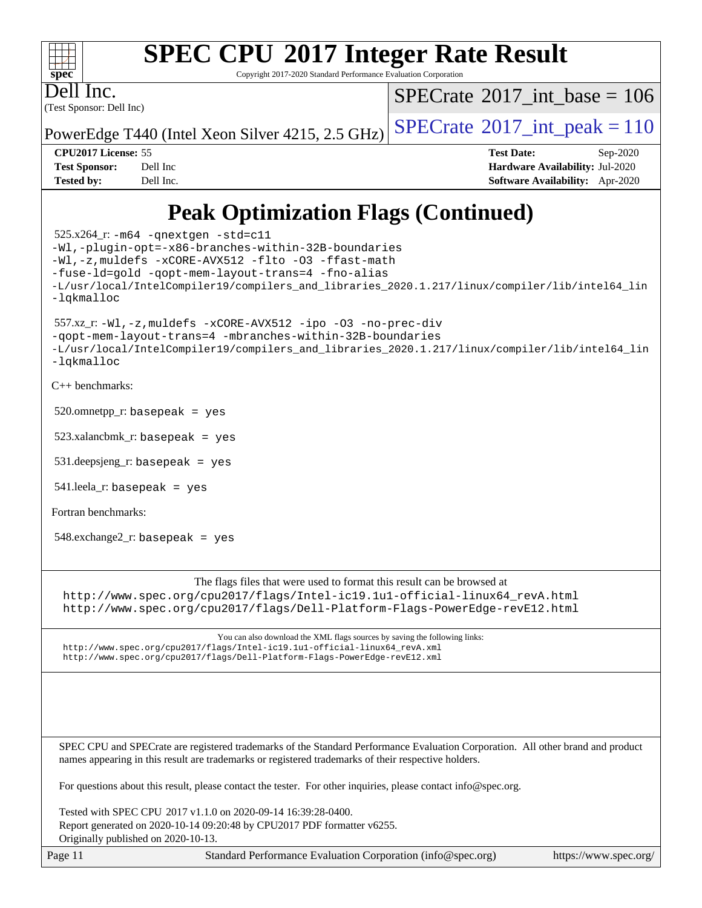# Peak Optimization Flags (Continued)

525.x264_r: `-m64 -qnextgen -std=c11 -Wl,-plugin-opt=-x86-branches-within-32B-boundaries -Wl,-z,muldefs -xCORE-AVX512 -flto -O3 -ffast-math -fuse-ld=gold -qopt-mem-layout-trans=4 -fno-alias -L/usr/local/IntelCompiler19/compilers_and_libraries_2020.1.217/linux/compiler/lib/intel64_lin -lqkmalloc`

557.xz_r: `-Wl,-z,muldefs -xCORE-AVX512 -ipo -O3 -no-prec-div -qopt-mem-layout-trans=4 -mbranches-within-32B-boundaries -L/usr/local/IntelCompiler19/compilers_and_libraries_2020.1.217/linux/compiler/lib/intel64_lin -lqkmalloc`

C++ benchmarks:

520.omnetpp_r: `basepeak = yes`

523.xalancbmk_r: `basepeak = yes`

531.deepsjeng_r: `basepeak = yes`

541.leela_r: `basepeak = yes`

Fortran benchmarks:

548.exchange2_r: `basepeak = yes`

The flags files that were used to format this result can be browsed at
http://www.spec.org/cpu2017/flags/Intel-ic19.1u1-official-linux64_revA.html
http://www.spec.org/cpu2017/flags/Dell-Platform-Flags-PowerEdge-revE12.html

You can also download the XML flags sources by saving the following links:
http://www.spec.org/cpu2017/flags/Intel-ic19.1u1-official-linux64_revA.xml
http://www.spec.org/cpu2017/flags/Dell-Platform-Flags-PowerEdge-revE12.xml

SPEC CPU and SPECrate are registered trademarks of the Standard Performance Evaluation Corporation. All other brand and product names appearing in this result are trademarks or registered trademarks of their respective holders.

For questions about this result, please contact the tester. For other inquiries, please contact info@spec.org.

Tested with SPEC CPU 2017 v1.1.0 on 2020-09-14 16:39:28-0400.
Report generated on 2020-10-14 09:20:48 by CPU2017 PDF formatter v6255.
Originally published on 2020-10-13.